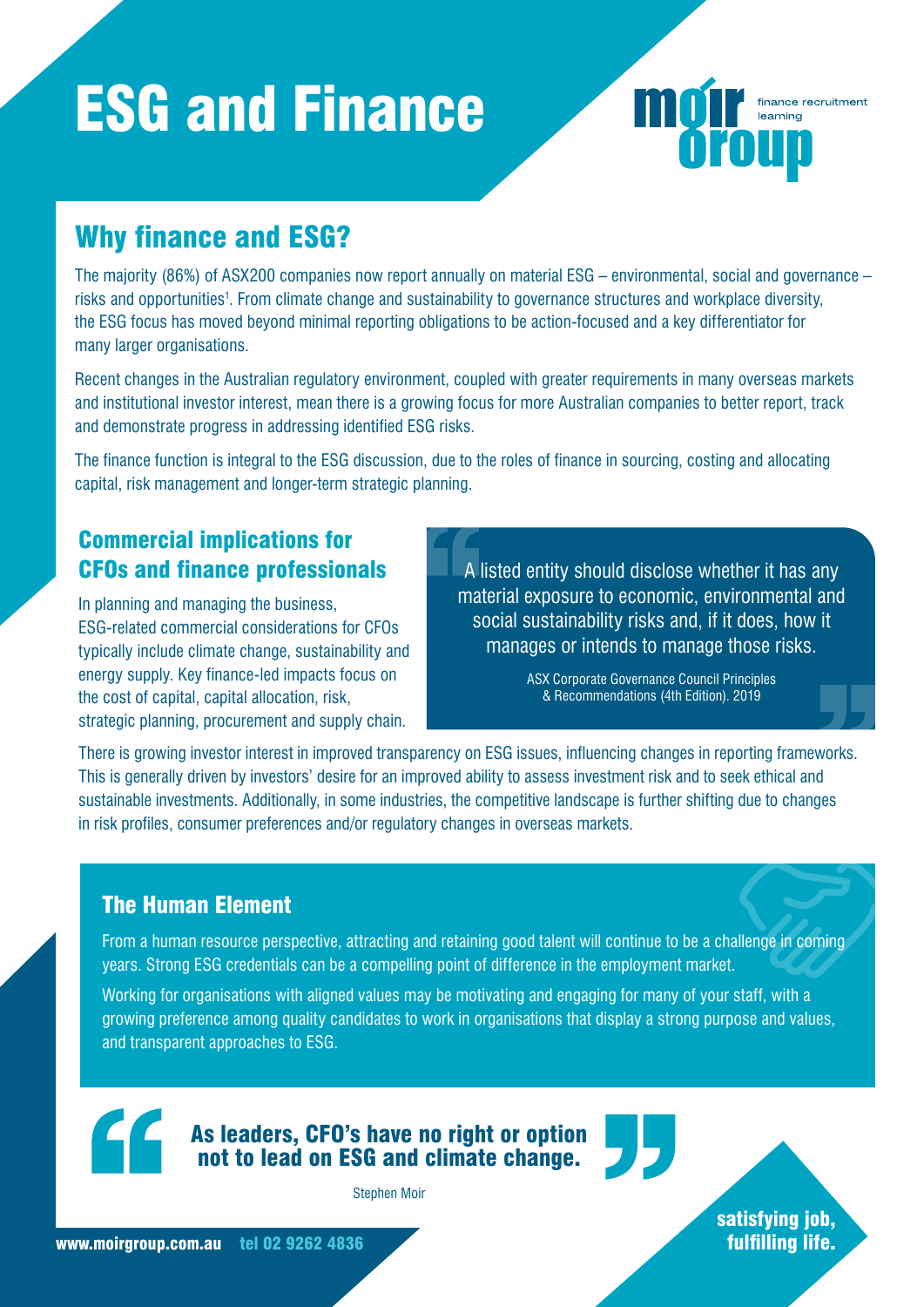# ESG and Finance

moir group — finance recruitment learning

## Why finance and ESG?

The majority (86%) of ASX200 companies now report annually on material ESG – environmental, social and governance – risks and opportunities[1]. From climate change and sustainability to governance structures and workplace diversity, the ESG focus has moved beyond minimal reporting obligations to be action-focused and a key differentiator for many larger organisations.

Recent changes in the Australian regulatory environment, coupled with greater requirements in many overseas markets and institutional investor interest, mean there is a growing focus for more Australian companies to better report, track and demonstrate progress in addressing identified ESG risks.

The finance function is integral to the ESG discussion, due to the roles of finance in sourcing, costing and allocating capital, risk management and longer-term strategic planning.

### Commercial implications for CFOs and finance professionals

In planning and managing the business, ESG-related commercial considerations for CFOs typically include climate change, sustainability and energy supply. Key finance-led impacts focus on the cost of capital, capital allocation, risk, strategic planning, procurement and supply chain.

> "A listed entity should disclose whether it has any material exposure to economic, environmental and social sustainability risks and, if it does, how it manages or intends to manage those risks."
>
> ASX Corporate Governance Council Principles & Recommendations (4th Edition). 2019

There is growing investor interest in improved transparency on ESG issues, influencing changes in reporting frameworks. This is generally driven by investors' desire for an improved ability to assess investment risk and to seek ethical and sustainable investments. Additionally, in some industries, the competitive landscape is further shifting due to changes in risk profiles, consumer preferences and/or regulatory changes in overseas markets.

### The Human Element

From a human resource perspective, attracting and retaining good talent will continue to be a challenge in coming years. Strong ESG credentials can be a compelling point of difference in the employment market.

Working for organisations with aligned values may be motivating and engaging for many of your staff, with a growing preference among quality candidates to work in organisations that display a strong purpose and values, and transparent approaches to ESG.

> **"As leaders, CFO's have no right or option not to lead on ESG and climate change."**
>
> Stephen Moir

www.moirgroup.com.au tel 02 9262 4836

**satisfying job, fulfilling life.**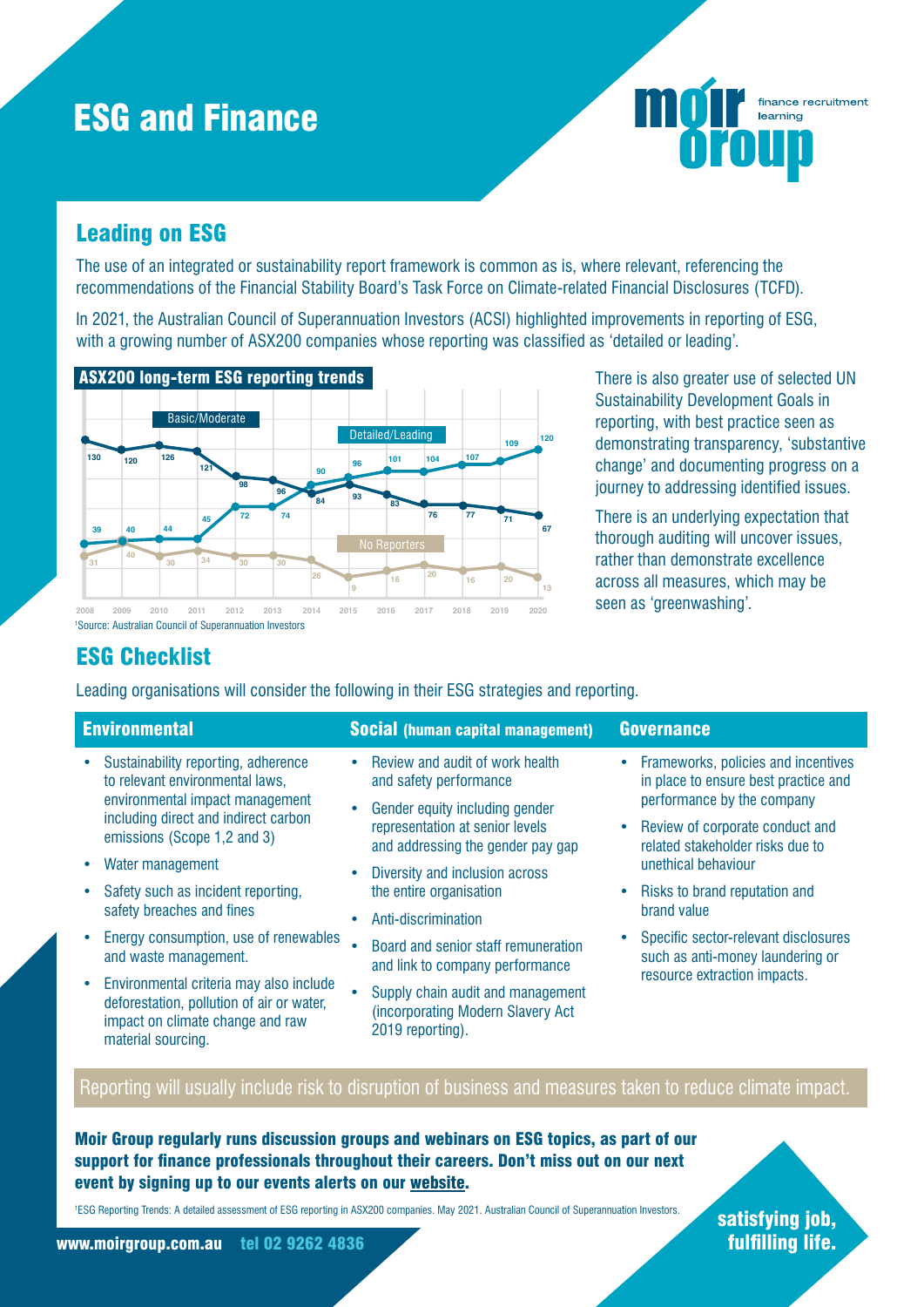# ESG and Finance

moir group

finance recruitment
learning

## Leading on ESG

The use of an integrated or sustainability report framework is common as is, where relevant, referencing the recommendations of the Financial Stability Board's Task Force on Climate-related Financial Disclosures (TCFD).

In 2021, the Australian Council of Superannuation Investors (ACSI) highlighted improvements in reporting of ESG, with a growing number of ASX200 companies whose reporting was classified as 'detailed or leading'.

**ASX200 long-term ESG reporting trends**

Basic/Moderate

130 120 126 121 98 96 84 93 83 76 77 71 67

Detailed/Leading

39 40 44 45 72 74 90 96 101 104 107 109 120

No Reporters

31 40 30 34 30 30 26 9 15 20 16 20 13

2008 2009 2010 2011 2012 2013 2014 2015 2016 2017 2018 2019 2020

[1]Source: Australian Council of Superannuation Investors

There is also greater use of selected UN Sustainability Development Goals in reporting, with best practice seen as demonstrating transparency, 'substantive change' and documenting progress on a journey to addressing identified issues.

There is an underlying expectation that thorough auditing will uncover issues, rather than demonstrate excellence across all measures, which may be seen as 'greenwashing'.

## ESG Checklist

Leading organisations will consider the following in their ESG strategies and reporting.

### Environmental

- Sustainability reporting, adherence to relevant environmental laws, environmental impact management including direct and indirect carbon emissions (Scope 1,2 and 3)
- Water management
- Safety such as incident reporting, safety breaches and fines
- Energy consumption, use of renewables and waste management.
- Environmental criteria may also include deforestation, pollution of air or water, impact on climate change and raw material sourcing.

### Social (human capital management)

- Review and audit of work health and safety performance
- Gender equity including gender representation at senior levels and addressing the gender pay gap
- Diversity and inclusion across the entire organisation
- Anti-discrimination
- Board and senior staff remuneration and link to company performance
- Supply chain audit and management (incorporating Modern Slavery Act 2019 reporting).

### Governance

- Frameworks, policies and incentives in place to ensure best practice and performance by the company
- Review of corporate conduct and related stakeholder risks due to unethical behaviour
- Risks to brand reputation and brand value
- Specific sector-relevant disclosures such as anti-money laundering or resource extraction impacts.

Reporting will usually include risk to disruption of business and measures taken to reduce climate impact.

**Moir Group regularly runs discussion groups and webinars on ESG topics, as part of our support for finance professionals throughout their careers. Don't miss out on our next event by signing up to our events alerts on our website.**

[1]ESG Reporting Trends: A detailed assessment of ESG reporting in ASX200 companies. May 2021. Australian Council of Superannuation Investors.

**www.moirgroup.com.au tel 02 9262 4836**

**satisfying job, fulfilling life.**